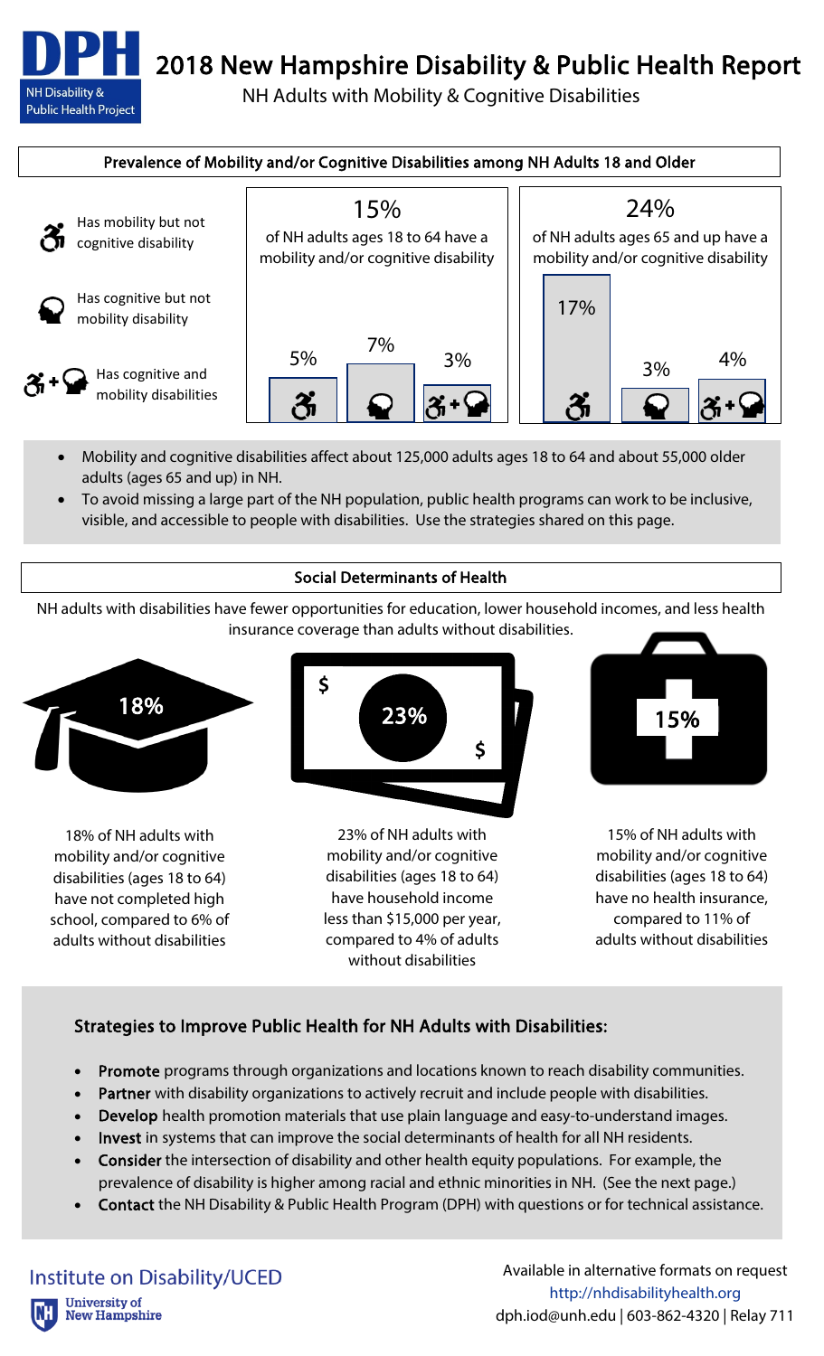# 2018 New Hampshire Disability & Public Health Report

DPH — NH Disability & Public Health Project

NH Adults with Mobility & Cognitive Disabilities

## Prevalence of Mobility and/or Cognitive Disabilities among NH Adults 18 and Older

- Has mobility but not cognitive disability
- Has cognitive but not mobility disability
- Has cognitive and mobility disabilities

| | 15% of NH adults ages 18 to 64 have a mobility and/or cognitive disability | 24% of NH adults ages 65 and up have a mobility and/or cognitive disability |
| --- | --- | --- |
| Mobility only | 5% | 17% |
| Cognitive only | 7% | 3% |
| Cognitive and mobility | 3% | 4% |

- Mobility and cognitive disabilities affect about 125,000 adults ages 18 to 64 and about 55,000 older adults (ages 65 and up) in NH.
- To avoid missing a large part of the NH population, public health programs can work to be inclusive, visible, and accessible to people with disabilities. Use the strategies shared on this page.

## Social Determinants of Health

NH adults with disabilities have fewer opportunities for education, lower household incomes, and less health insurance coverage than adults without disabilities.

**18%** — 18% of NH adults with mobility and/or cognitive disabilities (ages 18 to 64) have not completed high school, compared to 6% of adults without disabilities

**23%** — 23% of NH adults with mobility and/or cognitive disabilities (ages 18 to 64) have household income less than $15,000 per year, compared to 4% of adults without disabilities

**15%** — 15% of NH adults with mobility and/or cognitive disabilities (ages 18 to 64) have no health insurance, compared to 11% of adults without disabilities

## Strategies to Improve Public Health for NH Adults with Disabilities:

- **Promote** programs through organizations and locations known to reach disability communities.
- **Partner** with disability organizations to actively recruit and include people with disabilities.
- **Develop** health promotion materials that use plain language and easy-to-understand images.
- **Invest** in systems that can improve the social determinants of health for all NH residents.
- **Consider** the intersection of disability and other health equity populations. For example, the prevalence of disability is higher among racial and ethnic minorities in NH. (See the next page.)
- **Contact** the NH Disability & Public Health Program (DPH) with questions or for technical assistance.

Institute on Disability/UCED
University of New Hampshire

Available in alternative formats on request
http://nhdisabilityhealth.org
dph.iod@unh.edu | 603-862-4320 | Relay 711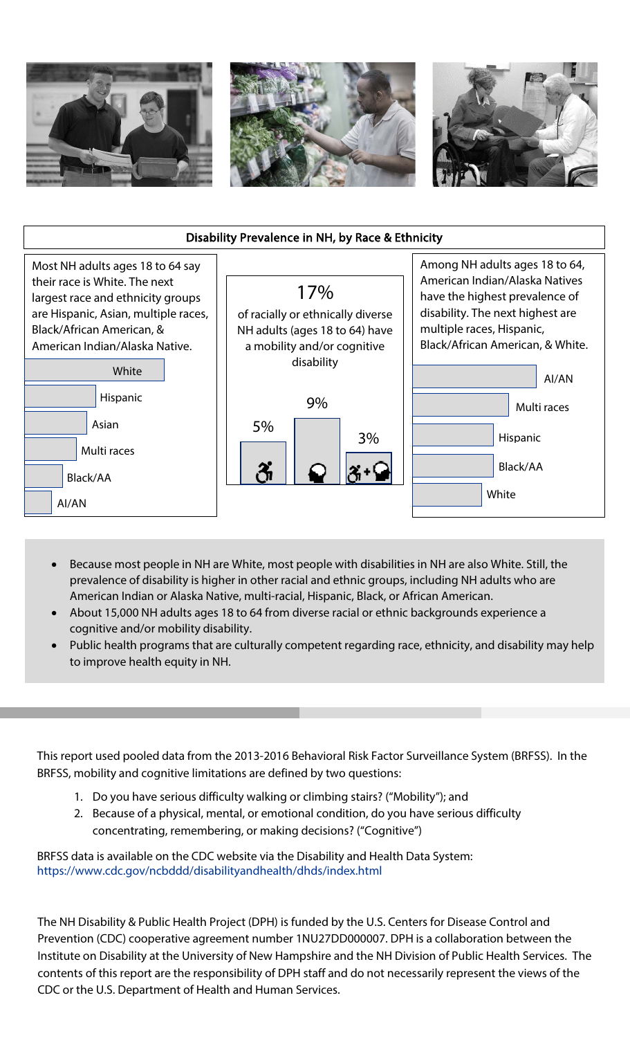## Disability Prevalence in NH, by Race & Ethnicity

Most NH adults ages 18 to 64 say their race is White. The next largest race and ethnicity groups are Hispanic, Asian, multiple races, Black/African American, & American Indian/Alaska Native.

White

Hispanic

Asian

Multi races

Black/AA

AI/AN

17%

of racially or ethnically diverse NH adults (ages 18 to 64) have a mobility and/or cognitive disability

5%

9%

3%

Among NH adults ages 18 to 64, American Indian/Alaska Natives have the highest prevalence of disability. The next highest are multiple races, Hispanic, Black/African American, & White.

AI/AN

Multi races

Hispanic

Black/AA

White

- Because most people in NH are White, most people with disabilities in NH are also White. Still, the prevalence of disability is higher in other racial and ethnic groups, including NH adults who are American Indian or Alaska Native, multi-racial, Hispanic, Black, or African American.
- About 15,000 NH adults ages 18 to 64 from diverse racial or ethnic backgrounds experience a cognitive and/or mobility disability.
- Public health programs that are culturally competent regarding race, ethnicity, and disability may help to improve health equity in NH.

This report used pooled data from the 2013-2016 Behavioral Risk Factor Surveillance System (BRFSS). In the BRFSS, mobility and cognitive limitations are defined by two questions:

1. Do you have serious difficulty walking or climbing stairs? ("Mobility"); and
2. Because of a physical, mental, or emotional condition, do you have serious difficulty concentrating, remembering, or making decisions? ("Cognitive")

BRFSS data is available on the CDC website via the Disability and Health Data System:
https://www.cdc.gov/ncbddd/disabilityandhealth/dhds/index.html

The NH Disability & Public Health Project (DPH) is funded by the U.S. Centers for Disease Control and Prevention (CDC) cooperative agreement number 1NU27DD000007. DPH is a collaboration between the Institute on Disability at the University of New Hampshire and the NH Division of Public Health Services. The contents of this report are the responsibility of DPH staff and do not necessarily represent the views of the CDC or the U.S. Department of Health and Human Services.